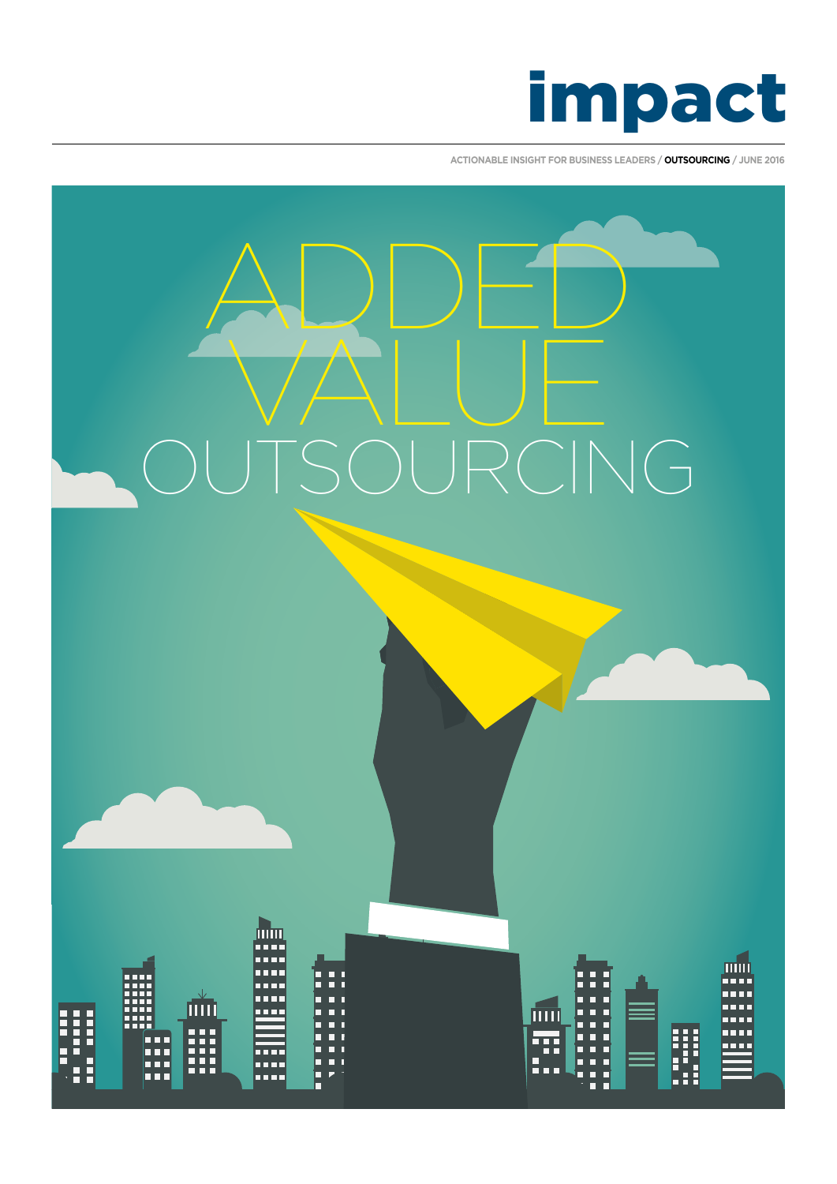# impact

ACTIONABLE INSIGHT FOR BUSINESS LEADERS / **OUTSOURCING** / JUNE 2016

# ADDED VALUE OUTSOURCING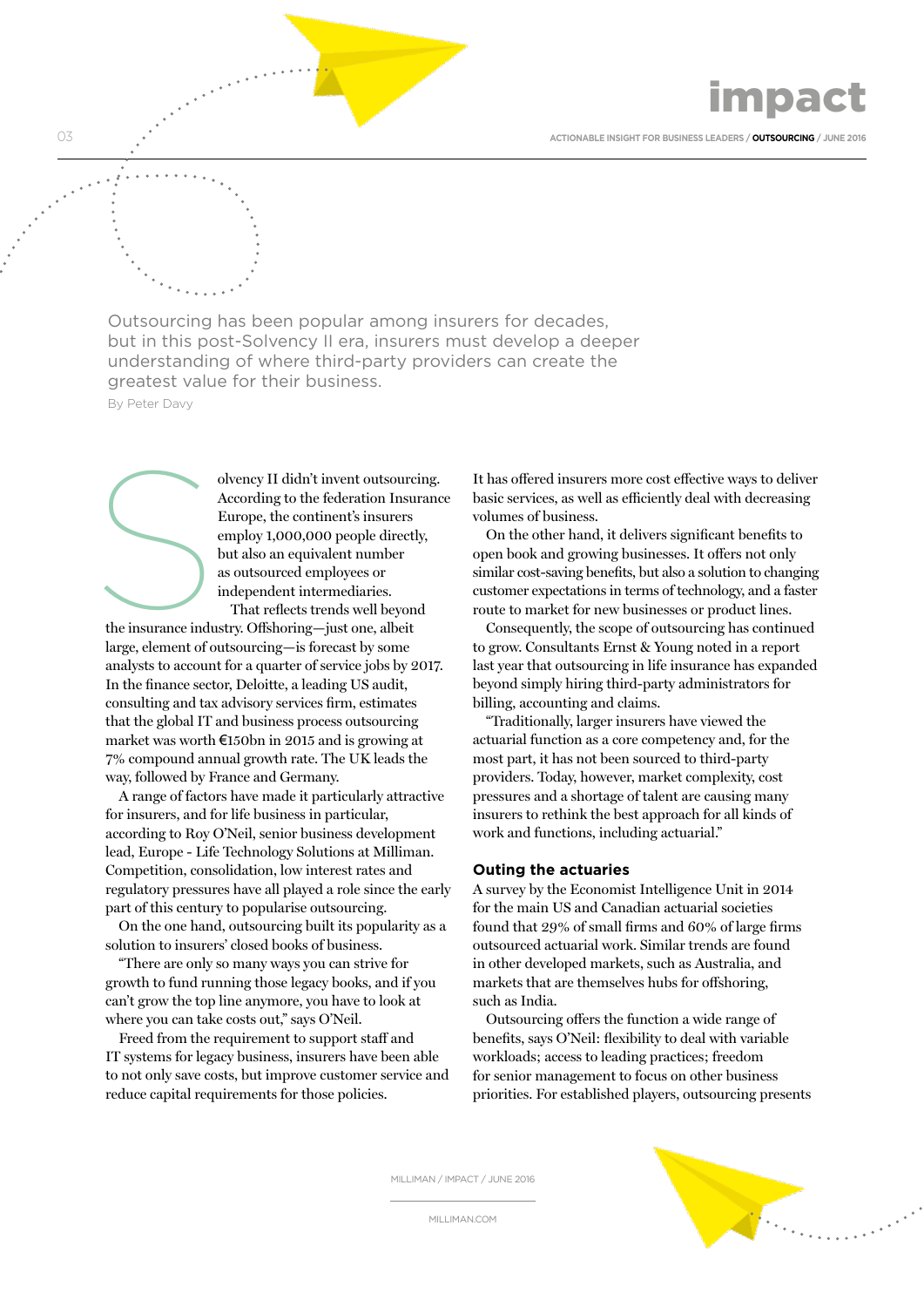Outsourcing has been popular among insurers for decades, but in this post-Solvency II era, insurers must develop a deeper understanding of where third-party providers can create the greatest value for their business.

By Peter Davy

Solvency II didn't invent outsourcing. According to the federation Insurance Europe, the continent's insurers employ 1,000,000 people directly, but also an equivalent number as outsourced employees or independent intermediaries.

That reflects trends well beyond the insurance industry. Offshoring—just one, albeit large, element of outsourcing—is forecast by some analysts to account for a quarter of service jobs by 2017. In the finance sector, Deloitte, a leading US audit, consulting and tax advisory services firm, estimates that the global IT and business process outsourcing market was worth €150bn in 2015 and is growing at 7% compound annual growth rate. The UK leads the way, followed by France and Germany.

A range of factors have made it particularly attractive for insurers, and for life business in particular, according to Roy O'Neil, senior business development lead, Europe - Life Technology Solutions at Milliman. Competition, consolidation, low interest rates and regulatory pressures have all played a role since the early part of this century to popularise outsourcing.

On the one hand, outsourcing built its popularity as a solution to insurers' closed books of business.

"There are only so many ways you can strive for growth to fund running those legacy books, and if you can't grow the top line anymore, you have to look at where you can take costs out," says O'Neil.

Freed from the requirement to support staff and IT systems for legacy business, insurers have been able to not only save costs, but improve customer service and reduce capital requirements for those policies.

It has offered insurers more cost effective ways to deliver basic services, as well as efficiently deal with decreasing volumes of business.

On the other hand, it delivers significant benefits to open book and growing businesses. It offers not only similar cost-saving benefits, but also a solution to changing customer expectations in terms of technology, and a faster route to market for new businesses or product lines.

Consequently, the scope of outsourcing has continued to grow. Consultants Ernst & Young noted in a report last year that outsourcing in life insurance has expanded beyond simply hiring third-party administrators for billing, accounting and claims.

"Traditionally, larger insurers have viewed the actuarial function as a core competency and, for the most part, it has not been sourced to third-party providers. Today, however, market complexity, cost pressures and a shortage of talent are causing many insurers to rethink the best approach for all kinds of work and functions, including actuarial."

## Outing the actuaries

A survey by the Economist Intelligence Unit in 2014 for the main US and Canadian actuarial societies found that 29% of small firms and 60% of large firms outsourced actuarial work. Similar trends are found in other developed markets, such as Australia, and markets that are themselves hubs for offshoring, such as India.

Outsourcing offers the function a wide range of benefits, says O'Neil: flexibility to deal with variable workloads; access to leading practices; freedom for senior management to focus on other business priorities. For established players, outsourcing presents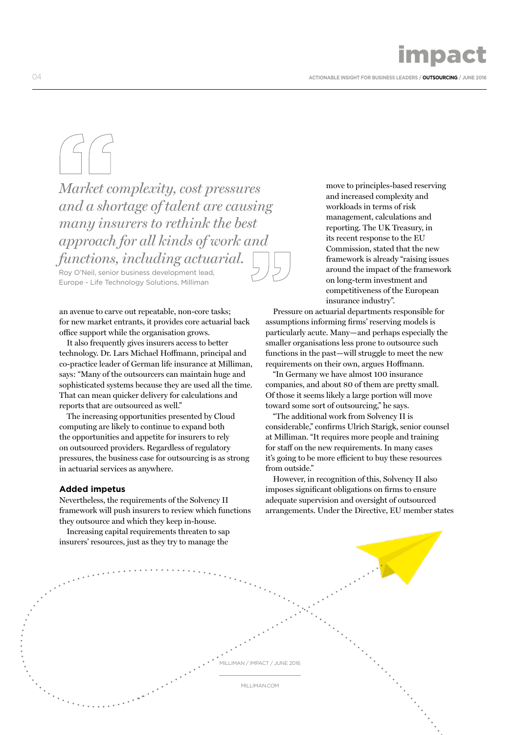> *Market complexity, cost pressures and a shortage of talent are causing many insurers to rethink the best approach for all kinds of work and functions, including actuarial.*
>
> Roy O'Neil, senior business development lead, Europe - Life Technology Solutions, Milliman

an avenue to carve out repeatable, non-core tasks; for new market entrants, it provides core actuarial back office support while the organisation grows.

It also frequently gives insurers access to better technology. Dr. Lars Michael Hoffmann, principal and co-practice leader of German life insurance at Milliman, says: "Many of the outsourcers can maintain huge and sophisticated systems because they are used all the time. That can mean quicker delivery for calculations and reports that are outsourced as well."

The increasing opportunities presented by Cloud computing are likely to continue to expand both the opportunities and appetite for insurers to rely on outsourced providers. Regardless of regulatory pressures, the business case for outsourcing is as strong in actuarial services as anywhere.

### Added impetus

Nevertheless, the requirements of the Solvency II framework will push insurers to review which functions they outsource and which they keep in-house.

Increasing capital requirements threaten to sap insurers' resources, just as they try to manage the move to principles-based reserving and increased complexity and workloads in terms of risk management, calculations and reporting. The UK Treasury, in its recent response to the EU Commission, stated that the new framework is already "raising issues around the impact of the framework on long-term investment and competitiveness of the European insurance industry".

Pressure on actuarial departments responsible for assumptions informing firms' reserving models is particularly acute. Many—and perhaps especially the smaller organisations less prone to outsource such functions in the past—will struggle to meet the new requirements on their own, argues Hoffmann.

"In Germany we have almost 100 insurance companies, and about 80 of them are pretty small. Of those it seems likely a large portion will move toward some sort of outsourcing," he says.

"The additional work from Solvency II is considerable," confirms Ulrich Starigk, senior counsel at Milliman. "It requires more people and training for staff on the new requirements. In many cases it's going to be more efficient to buy these resources from outside."

However, in recognition of this, Solvency II also imposes significant obligations on firms to ensure adequate supervision and oversight of outsourced arrangements. Under the Directive, EU member states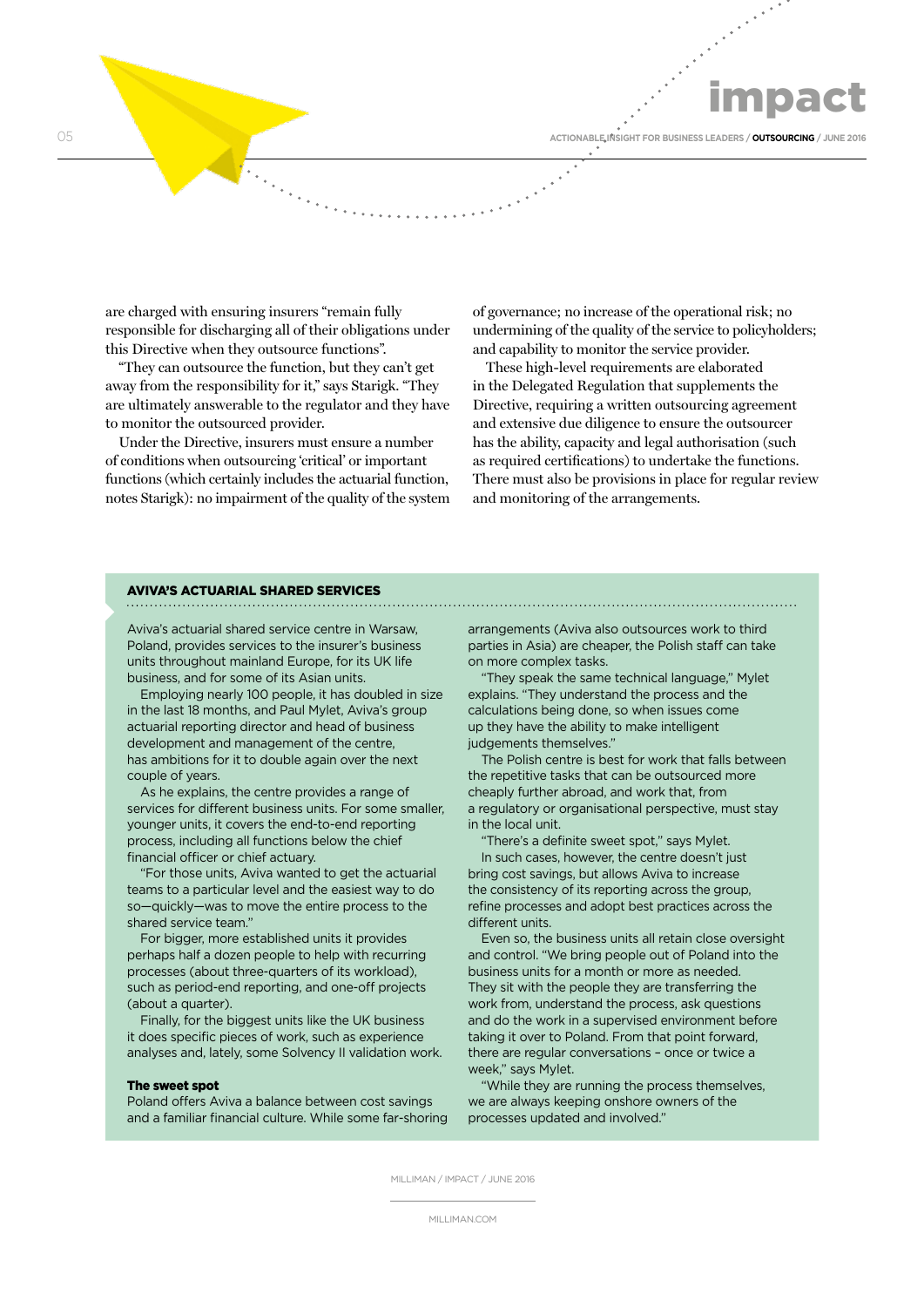are charged with ensuring insurers "remain fully responsible for discharging all of their obligations under this Directive when they outsource functions".

"They can outsource the function, but they can't get away from the responsibility for it," says Starigk. "They are ultimately answerable to the regulator and they have to monitor the outsourced provider.

Under the Directive, insurers must ensure a number of conditions when outsourcing 'critical' or important functions (which certainly includes the actuarial function, notes Starigk): no impairment of the quality of the system of governance; no increase of the operational risk; no undermining of the quality of the service to policyholders; and capability to monitor the service provider.

These high-level requirements are elaborated in the Delegated Regulation that supplements the Directive, requiring a written outsourcing agreement and extensive due diligence to ensure the outsourcer has the ability, capacity and legal authorisation (such as required certifications) to undertake the functions. There must also be provisions in place for regular review and monitoring of the arrangements.

## AVIVA'S ACTUARIAL SHARED SERVICES

Aviva's actuarial shared service centre in Warsaw, Poland, provides services to the insurer's business units throughout mainland Europe, for its UK life business, and for some of its Asian units.

Employing nearly 100 people, it has doubled in size in the last 18 months, and Paul Mylet, Aviva's group actuarial reporting director and head of business development and management of the centre, has ambitions for it to double again over the next couple of years.

As he explains, the centre provides a range of services for different business units. For some smaller, younger units, it covers the end-to-end reporting process, including all functions below the chief financial officer or chief actuary.

"For those units, Aviva wanted to get the actuarial teams to a particular level and the easiest way to do so—quickly—was to move the entire process to the shared service team."

For bigger, more established units it provides perhaps half a dozen people to help with recurring processes (about three-quarters of its workload), such as period-end reporting, and one-off projects (about a quarter).

Finally, for the biggest units like the UK business it does specific pieces of work, such as experience analyses and, lately, some Solvency II validation work.

### The sweet spot

Poland offers Aviva a balance between cost savings and a familiar financial culture. While some far-shoring arrangements (Aviva also outsources work to third parties in Asia) are cheaper, the Polish staff can take on more complex tasks.

"They speak the same technical language," Mylet explains. "They understand the process and the calculations being done, so when issues come up they have the ability to make intelligent judgements themselves."

The Polish centre is best for work that falls between the repetitive tasks that can be outsourced more cheaply further abroad, and work that, from a regulatory or organisational perspective, must stay in the local unit.

"There's a definite sweet spot," says Mylet.

In such cases, however, the centre doesn't just bring cost savings, but allows Aviva to increase the consistency of its reporting across the group, refine processes and adopt best practices across the different units.

Even so, the business units all retain close oversight and control. "We bring people out of Poland into the business units for a month or more as needed. They sit with the people they are transferring the work from, understand the process, ask questions and do the work in a supervised environment before taking it over to Poland. From that point forward, there are regular conversations – once or twice a week," says Mylet.

"While they are running the process themselves, we are always keeping onshore owners of the processes updated and involved."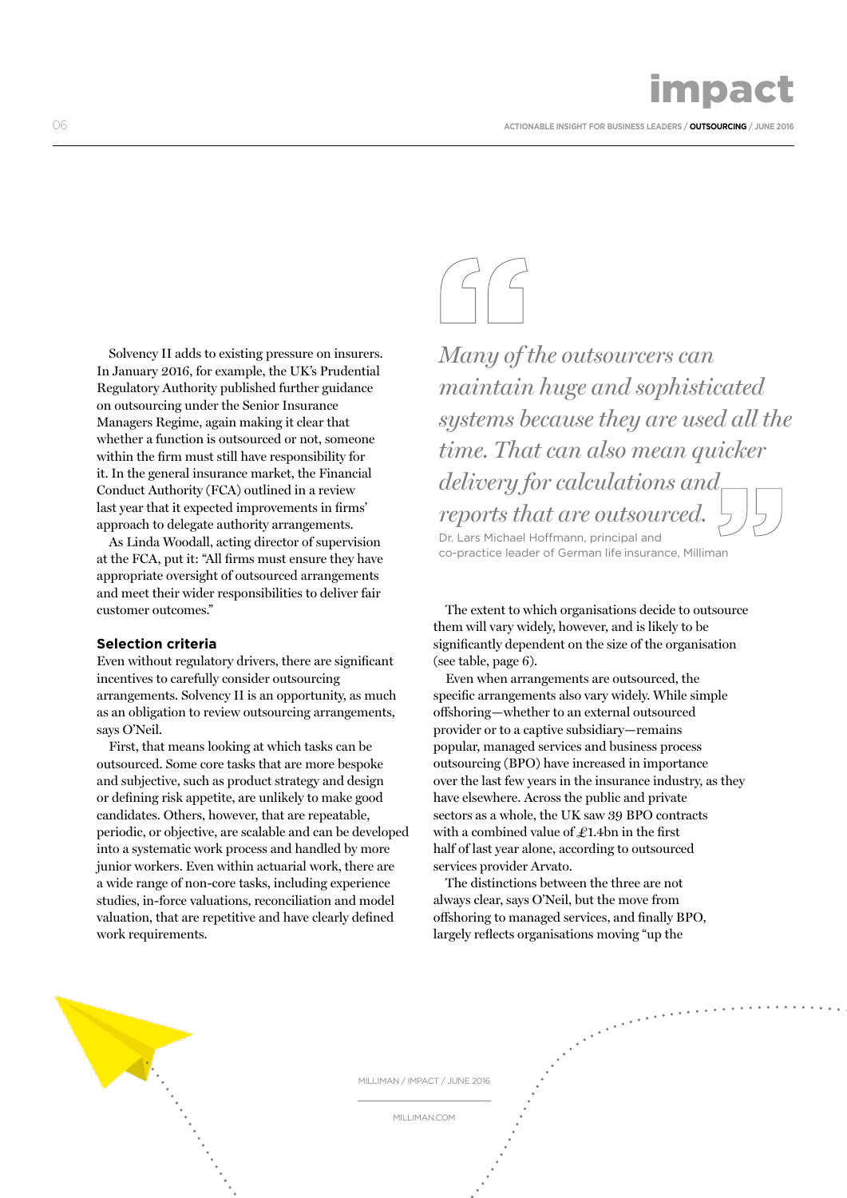Solvency II adds to existing pressure on insurers. In January 2016, for example, the UK's Prudential Regulatory Authority published further guidance on outsourcing under the Senior Insurance Managers Regime, again making it clear that whether a function is outsourced or not, someone within the firm must still have responsibility for it. In the general insurance market, the Financial Conduct Authority (FCA) outlined in a review last year that it expected improvements in firms' approach to delegate authority arrangements.

As Linda Woodall, acting director of supervision at the FCA, put it: "All firms must ensure they have appropriate oversight of outsourced arrangements and meet their wider responsibilities to deliver fair customer outcomes."

### Selection criteria

Even without regulatory drivers, there are significant incentives to carefully consider outsourcing arrangements. Solvency II is an opportunity, as much as an obligation to review outsourcing arrangements, says O'Neil.

First, that means looking at which tasks can be outsourced. Some core tasks that are more bespoke and subjective, such as product strategy and design or defining risk appetite, are unlikely to make good candidates. Others, however, that are repeatable, periodic, or objective, are scalable and can be developed into a systematic work process and handled by more junior workers. Even within actuarial work, there are a wide range of non-core tasks, including experience studies, in-force valuations, reconciliation and model valuation, that are repetitive and have clearly defined work requirements.

> *Many of the outsourcers can maintain huge and sophisticated systems because they are used all the time. That can also mean quicker delivery for calculations and reports that are outsourced.*
>
> Dr. Lars Michael Hoffmann, principal and co-practice leader of German life insurance, Milliman

The extent to which organisations decide to outsource them will vary widely, however, and is likely to be significantly dependent on the size of the organisation (see table, page 6).

Even when arrangements are outsourced, the specific arrangements also vary widely. While simple offshoring—whether to an external outsourced provider or to a captive subsidiary—remains popular, managed services and business process outsourcing (BPO) have increased in importance over the last few years in the insurance industry, as they have elsewhere. Across the public and private sectors as a whole, the UK saw 39 BPO contracts with a combined value of £1.4bn in the first half of last year alone, according to outsourced services provider Arvato.

The distinctions between the three are not always clear, says O'Neil, but the move from offshoring to managed services, and finally BPO, largely reflects organisations moving "up the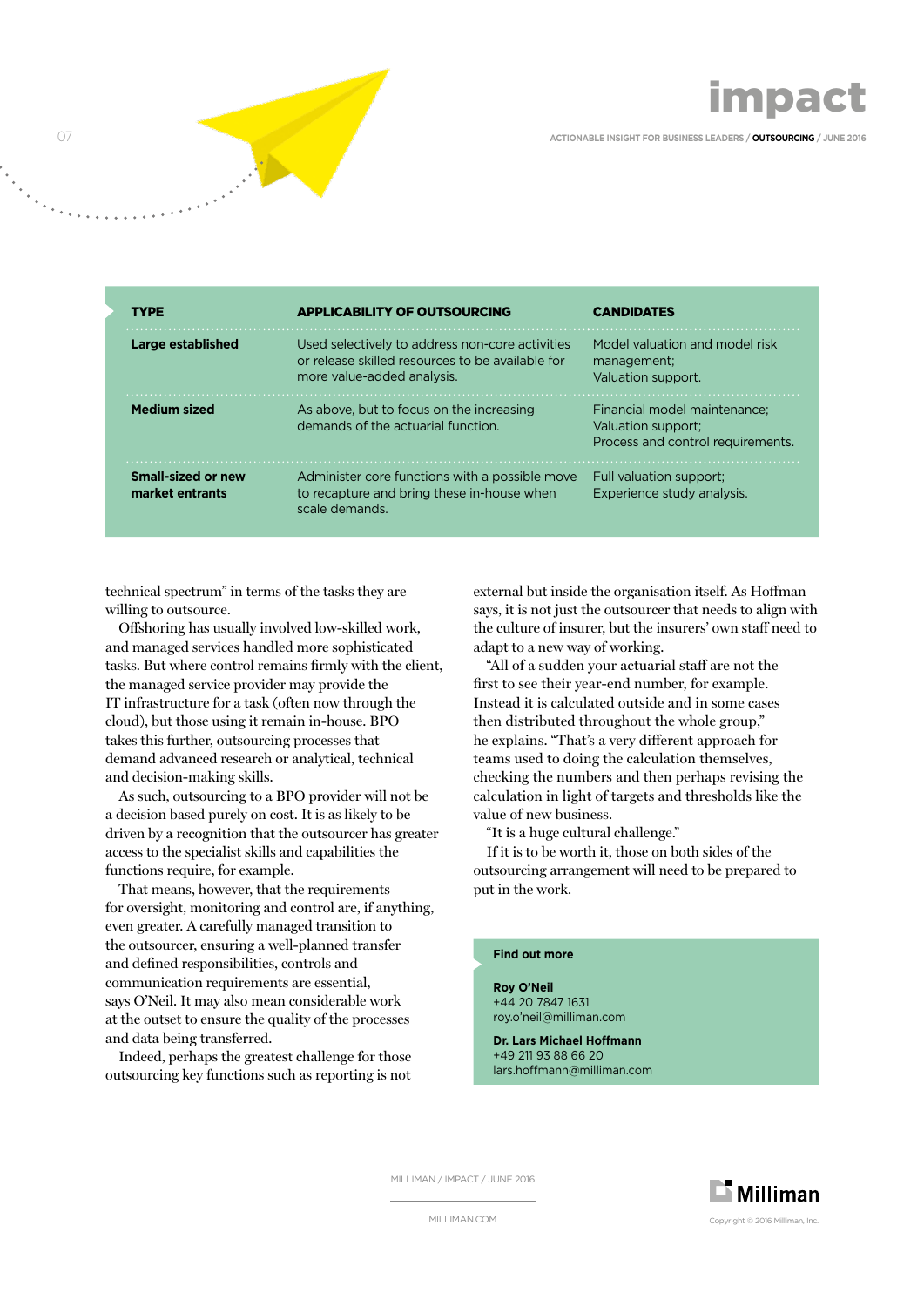| TYPE | APPLICABILITY OF OUTSOURCING | CANDIDATES |
|---|---|---|
| **Large established** | Used selectively to address non-core activities or release skilled resources to be available for more value-added analysis. | Model valuation and model risk management; Valuation support. |
| **Medium sized** | As above, but to focus on the increasing demands of the actuarial function. | Financial model maintenance; Valuation support; Process and control requirements. |
| **Small-sized or new market entrants** | Administer core functions with a possible move to recapture and bring these in-house when scale demands. | Full valuation support; Experience study analysis. |

technical spectrum" in terms of the tasks they are willing to outsource.

Offshoring has usually involved low-skilled work, and managed services handled more sophisticated tasks. But where control remains firmly with the client, the managed service provider may provide the IT infrastructure for a task (often now through the cloud), but those using it remain in-house. BPO takes this further, outsourcing processes that demand advanced research or analytical, technical and decision-making skills.

As such, outsourcing to a BPO provider will not be a decision based purely on cost. It is as likely to be driven by a recognition that the outsourcer has greater access to the specialist skills and capabilities the functions require, for example.

That means, however, that the requirements for oversight, monitoring and control are, if anything, even greater. A carefully managed transition to the outsourcer, ensuring a well-planned transfer and defined responsibilities, controls and communication requirements are essential, says O'Neil. It may also mean considerable work at the outset to ensure the quality of the processes and data being transferred.

Indeed, perhaps the greatest challenge for those outsourcing key functions such as reporting is not external but inside the organisation itself. As Hoffman says, it is not just the outsourcer that needs to align with the culture of insurer, but the insurers' own staff need to adapt to a new way of working.

"All of a sudden your actuarial staff are not the first to see their year-end number, for example. Instead it is calculated outside and in some cases then distributed throughout the whole group," he explains. "That's a very different approach for teams used to doing the calculation themselves, checking the numbers and then perhaps revising the calculation in light of targets and thresholds like the value of new business.

"It is a huge cultural challenge."

If it is to be worth it, those on both sides of the outsourcing arrangement will need to be prepared to put in the work.

**Find out more**

**Roy O'Neil**
+44 20 7847 1631
roy.o'neil@milliman.com

**Dr. Lars Michael Hoffmann**
+49 211 93 88 66 20
lars.hoffmann@milliman.com